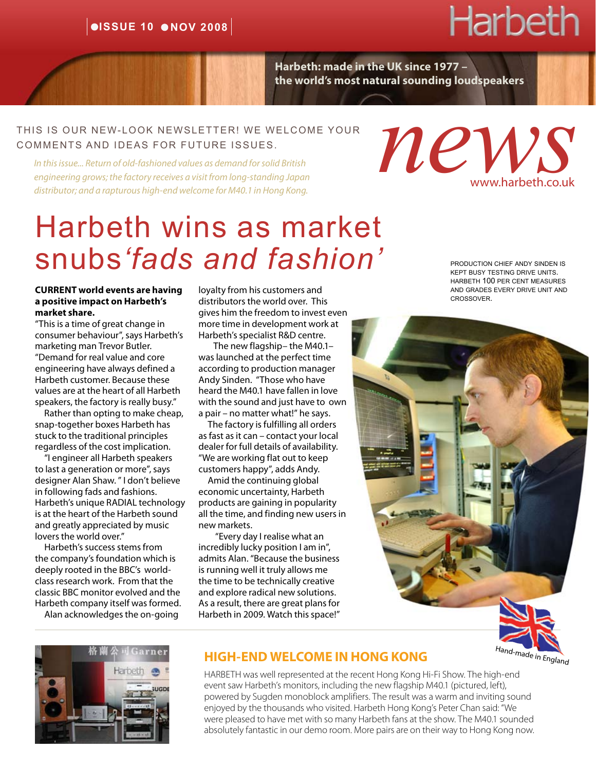●ISSUE 10 ●NOV 2008

# Harbeth

**Harbeth: made in the UK since 1977 – the world's most natural sounding loudspeakers**

THIS IS OUR NEW-LOOK NEWSLETTER! WE WELCOME YOUR COMMENTS AND IDEAS FOR FUTURE ISSUES.

*In this issue... Return of old-fashioned values as demand for solid British engineering grows; the factory receives a visit from long-standing Japan distributor; and a rapturous high-end welcome for M40.1 in Hong Kong.*

*news*

www.harbeth.co.uk

# Harbeth wins as market snubs *'fads and fashion'*

**CURRENT world events are having a positive impact on Harbeth's market share.**

"This is a time of great change in consumer behaviour", says Harbeth's marketing man Trevor Butler. "Demand for real value and core engineering have always defined a Harbeth customer. Because these values are at the heart of all Harbeth speakers, the factory is really busy."

Rather than opting to make cheap, snap-together boxes Harbeth has stuck to the traditional principles regardless of the cost implication.

"I engineer all Harbeth speakers to last a generation or more", says designer Alan Shaw. " I don't believe in following fads and fashions. Harbeth's unique RADIAL technology is at the heart of the Harbeth sound and greatly appreciated by music lovers the world over."

Harbeth's success stems from the company's foundation which is deeply rooted in the BBC's world-class research work. From that the classic BBC monitor evolved and the Harbeth company itself was formed.

Alan acknowledges the on-going loyalty from his customers and distributors the world over. This gives him the freedom to invest even more time in development work at Harbeth's specialist R&D centre.

The new flagship– the M40.1– was launched at the perfect time according to production manager Andy Sinden. "Those who have heard the M40.1 have fallen in love with the sound and just have to own a pair – no matter what!" he says.

The factory is fulfilling all orders as fast as it can – contact your local dealer for full details of availability. "We are working flat out to keep customers happy", adds Andy.

Amid the continuing global economic uncertainty, Harbeth products are gaining in popularity all the time, and finding new users in new markets.

"Every day I realise what an incredibly lucky position I am in", admits Alan. "Because the business is running well it truly allows me the time to be technically creative and explore radical new solutions. As a result, there are great plans for Harbeth in 2009. Watch this space!"

PRODUCTION CHIEF ANDY SINDEN IS KEPT BUSY TESTING DRIVE UNITS. HARBETH 100 PER CENT MEASURES AND GRADES EVERY DRIVE UNIT AND CROSSOVER.

Hand-made in England

## HIGH-END WELCOME IN HONG KONG

HARBETH was well represented at the recent Hong Kong Hi-Fi Show. The high-end event saw Harbeth's monitors, including the new flagship M40.1 (pictured, left), powered by Sugden monoblock amplifiers. The result was a warm and inviting sound enjoyed by the thousands who visited. Harbeth Hong Kong's Peter Chan said: "We were pleased to have met with so many Harbeth fans at the show. The M40.1 sounded absolutely fantastic in our demo room. More pairs are on their way to Hong Kong now.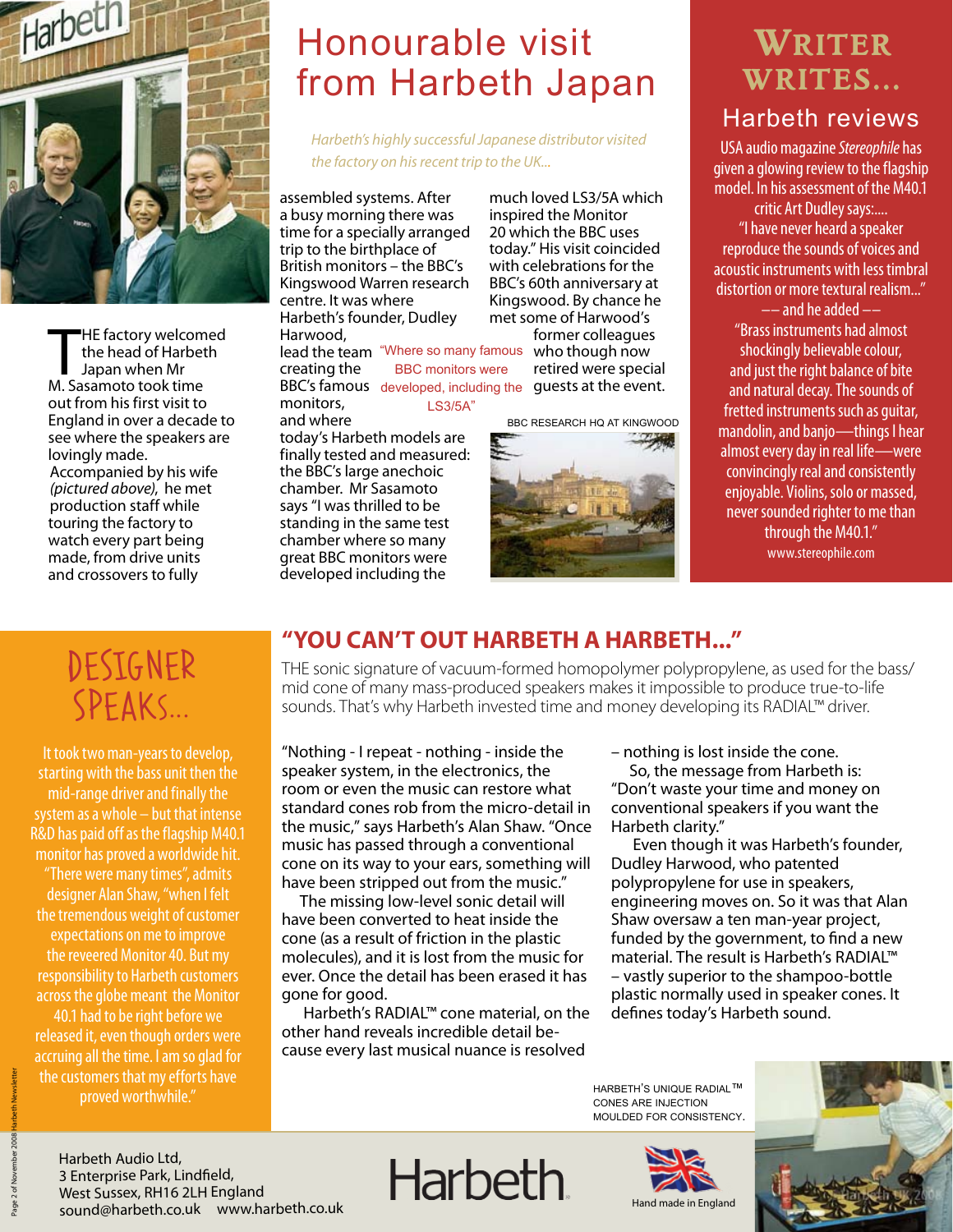# Honourable visit from Harbeth Japan

*Harbeth's highly successful Japanese distributor visited the factory on his recent trip to the UK...*

THE factory welcomed the head of Harbeth Japan when Mr M. Sasamoto took time out from his first visit to England in over a decade to see where the speakers are lovingly made. Accompanied by his wife *(pictured above)*, he met production staff while touring the factory to watch every part being made, from drive units and crossovers to fully assembled systems. After a busy morning there was time for a specially arranged trip to the birthplace of British monitors – the BBC's Kingswood Warren research centre. It was where Harbeth's founder, Dudley Harwood, lead the team creating the BBC's famous monitors, and where today's Harbeth models are finally tested and measured: the BBC's large anechoic chamber. Mr Sasamoto says "I was thrilled to be standing in the same test chamber where so many great BBC monitors were developed including the much loved LS3/5A which inspired the Monitor 20 which the BBC uses today." His visit coincided with celebrations for the BBC's 60th anniversary at Kingswood. By chance he met some of Harwood's former colleagues who though now retired were special guests at the event.

"Where so many famous BBC monitors were developed, including the LS3/5A"

BBC RESEARCH HQ AT KINGWOOD

# WRITER WRITES...

## Harbeth reviews

USA audio magazine *Stereophile* has given a glowing review to the flagship model. In his assessment of the M40.1 critic Art Dudley says:....

"I have never heard a speaker reproduce the sounds of voices and acoustic instruments with less timbral distortion or more textural realism..."

–– and he added ––

"Brass instruments had almost shockingly believable colour, and just the right balance of bite and natural decay. The sounds of fretted instruments such as guitar, mandolin, and banjo—things I hear almost every day in real life—were convincingly real and consistently enjoyable. Violins, solo or massed, never sounded righter to me than through the M40.1."

www.stereophile.com

# DESIGNER SPEAKS...

It took two man-years to develop, starting with the bass unit then the mid-range driver and finally the system as a whole – but that intense R&D has paid off as the flagship M40.1 monitor has proved a worldwide hit. "There were many times", admits designer Alan Shaw, "when I felt the tremendous weight of customer expectations on me to improve the revered Monitor 40. But my responsibility to Harbeth customers across the globe meant the Monitor 40.1 had to be right before we released it, even though orders were accruing all the time. I am so glad for the customers that my efforts have proved worthwhile."

## "YOU CAN'T OUT HARBETH A HARBETH..."

THE sonic signature of vacuum-formed homopolymer polypropylene, as used for the bass/mid cone of many mass-produced speakers makes it impossible to produce true-to-life sounds. That's why Harbeth invested time and money developing its RADIAL™ driver.

"Nothing - I repeat - nothing - inside the speaker system, in the electronics, the room or even the music can restore what standard cones rob from the micro-detail in the music," says Harbeth's Alan Shaw. "Once music has passed through a conventional cone on its way to your ears, something will have been stripped out from the music."

The missing low-level sonic detail will have been converted to heat inside the cone (as a result of friction in the plastic molecules), and it is lost from the music for ever. Once the detail has been erased it has gone for good.

Harbeth's RADIAL™ cone material, on the other hand reveals incredible detail because every last musical nuance is resolved – nothing is lost inside the cone.

So, the message from Harbeth is: "Don't waste your time and money on conventional speakers if you want the Harbeth clarity."

Even though it was Harbeth's founder, Dudley Harwood, who patented polypropylene for use in speakers, engineering moves on. So it was that Alan Shaw oversaw a ten man-year project, funded by the government, to find a new material. The result is Harbeth's RADIAL™ – vastly superior to the shampoo-bottle plastic normally used in speaker cones. It defines today's Harbeth sound.

HARBETH'S UNIQUE RADIAL™ CONES ARE INJECTION MOULDED FOR CONSISTENCY.

Harbeth Audio Ltd,
3 Enterprise Park, Lindfield,
West Sussex, RH16 2LH England
sound@harbeth.co.uk www.harbeth.co.uk

Harbeth

Hand made in England